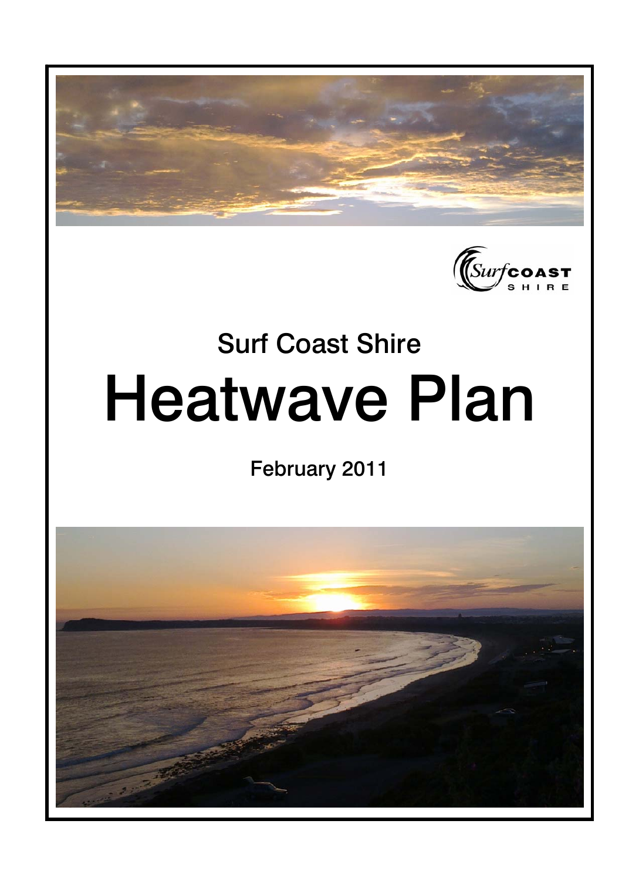Surf Coast Shire

# Heatwave Plan

February 2011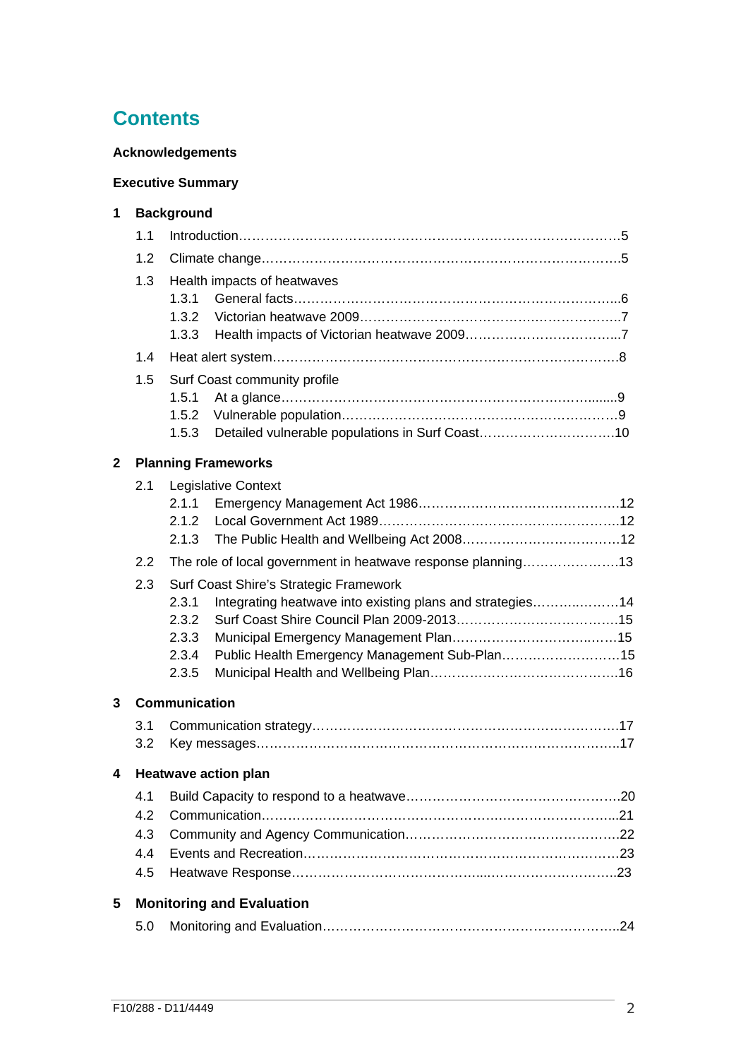# Contents

**Acknowledgements**

**Executive Summary**

**1 Background**

- 1.1 Introduction……………………………………………………………………………5
- 1.2 Climate change………………………………………………………………………..5
- 1.3 Health impacts of heatwaves
  - 1.3.1 General facts………………………………………………………………..6
  - 1.3.2 Victorian heatwave 2009……………………………………………………7
  - 1.3.3 Health impacts of Victorian heatwave 2009………………………………..7
- 1.4 Heat alert system…………………………………………………………………….8
- 1.5 Surf Coast community profile
  - 1.5.1 At a glance………………………………………………………………......9
  - 1.5.2 Vulnerable population………………………………………………………9
  - 1.5.3 Detailed vulnerable populations in Surf Coast…………………………10

**2 Planning Frameworks**

- 2.1 Legislative Context
  - 2.1.1 Emergency Management Act 1986………………………………………..12
  - 2.1.2 Local Government Act 1989………………………………………………..12
  - 2.1.3 The Public Health and Wellbeing Act 2008……………………………….12
- 2.2 The role of local government in heatwave response planning…………………..13
- 2.3 Surf Coast Shire's Strategic Framework
  - 2.3.1 Integrating heatwave into existing plans and strategies…………..…….14
  - 2.3.2 Surf Coast Shire Council Plan 2009-2013………………………………..15
  - 2.3.3 Municipal Emergency Management Plan………………………………..…15
  - 2.3.4 Public Health Emergency Management Sub-Plan……………………….15
  - 2.3.5 Municipal Health and Wellbeing Plan…………………………………….16

**3 Communication**

- 3.1 Communication strategy……………………………………………………………17
- 3.2 Key messages………………………………………………………………………..17

**4 Heatwave action plan**

- 4.1 Build Capacity to respond to a heatwave…………………………………………..20
- 4.2 Communication………………………………………………………………………..21
- 4.3 Community and Agency Communication…………………………………………22
- 4.4 Events and Recreation………………………………………………………………23
- 4.5 Heatwave Response…………………………………………………………………..23

**5 Monitoring and Evaluation**

- 5.0 Monitoring and Evaluation…………………………………………………………..24

F10/288 - D11/4449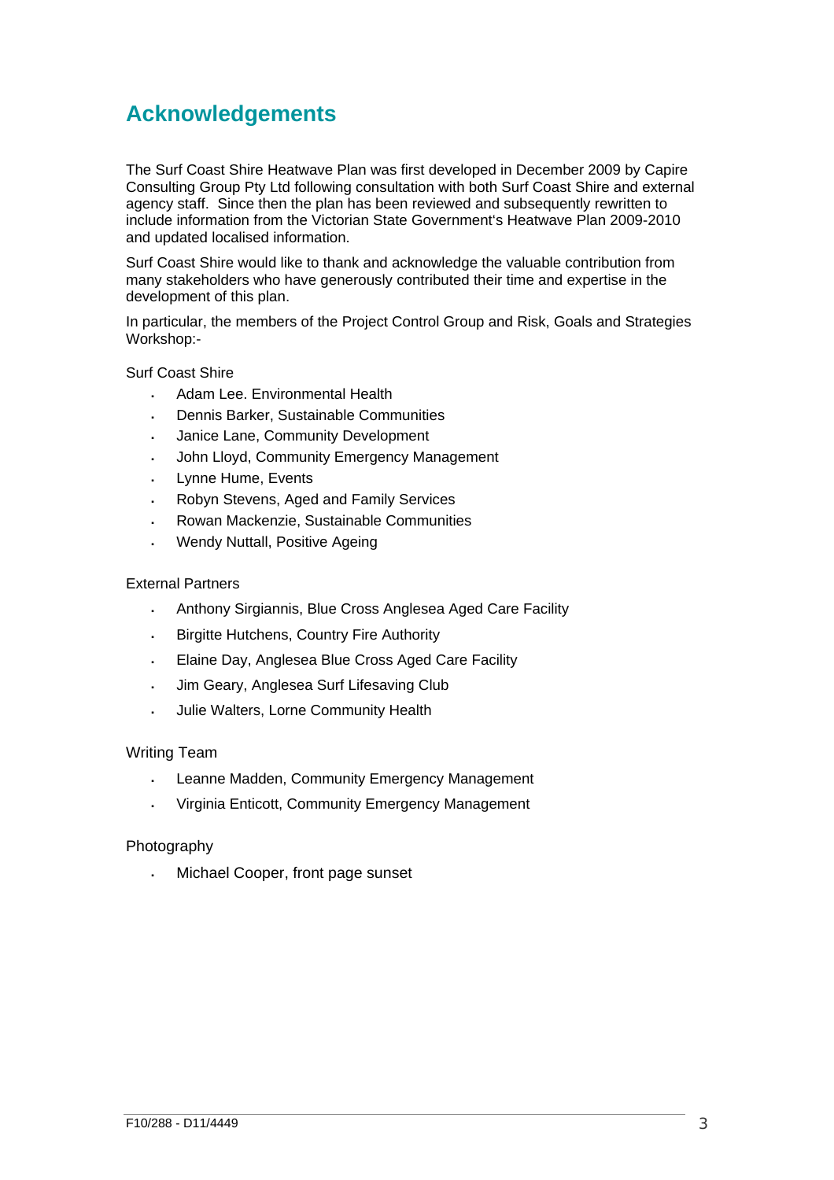# Acknowledgements

The Surf Coast Shire Heatwave Plan was first developed in December 2009 by Capire Consulting Group Pty Ltd following consultation with both Surf Coast Shire and external agency staff. Since then the plan has been reviewed and subsequently rewritten to include information from the Victorian State Government's Heatwave Plan 2009-2010 and updated localised information.

Surf Coast Shire would like to thank and acknowledge the valuable contribution from many stakeholders who have generously contributed their time and expertise in the development of this plan.

In particular, the members of the Project Control Group and Risk, Goals and Strategies Workshop:-

Surf Coast Shire

- Adam Lee. Environmental Health
- Dennis Barker, Sustainable Communities
- Janice Lane, Community Development
- John Lloyd, Community Emergency Management
- Lynne Hume, Events
- Robyn Stevens, Aged and Family Services
- Rowan Mackenzie, Sustainable Communities
- Wendy Nuttall, Positive Ageing

External Partners

- Anthony Sirgiannis, Blue Cross Anglesea Aged Care Facility
- Birgitte Hutchens, Country Fire Authority
- Elaine Day, Anglesea Blue Cross Aged Care Facility
- Jim Geary, Anglesea Surf Lifesaving Club
- Julie Walters, Lorne Community Health

Writing Team

- Leanne Madden, Community Emergency Management
- Virginia Enticott, Community Emergency Management

Photography

- Michael Cooper, front page sunset

F10/288 - D11/4449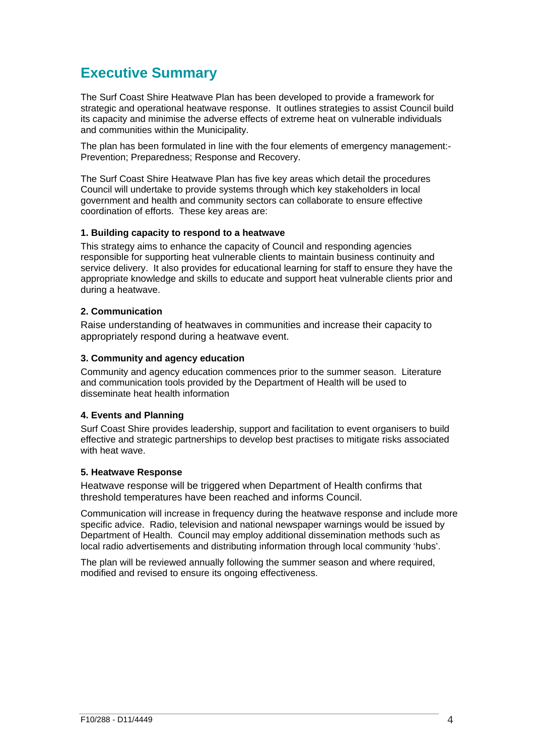# Executive Summary

The Surf Coast Shire Heatwave Plan has been developed to provide a framework for strategic and operational heatwave response. It outlines strategies to assist Council build its capacity and minimise the adverse effects of extreme heat on vulnerable individuals and communities within the Municipality.

The plan has been formulated in line with the four elements of emergency management:- Prevention; Preparedness; Response and Recovery.

The Surf Coast Shire Heatwave Plan has five key areas which detail the procedures Council will undertake to provide systems through which key stakeholders in local government and health and community sectors can collaborate to ensure effective coordination of efforts. These key areas are:

**1. Building capacity to respond to a heatwave**

This strategy aims to enhance the capacity of Council and responding agencies responsible for supporting heat vulnerable clients to maintain business continuity and service delivery. It also provides for educational learning for staff to ensure they have the appropriate knowledge and skills to educate and support heat vulnerable clients prior and during a heatwave.

**2. Communication**

Raise understanding of heatwaves in communities and increase their capacity to appropriately respond during a heatwave event.

**3. Community and agency education**

Community and agency education commences prior to the summer season. Literature and communication tools provided by the Department of Health will be used to disseminate heat health information

**4. Events and Planning**

Surf Coast Shire provides leadership, support and facilitation to event organisers to build effective and strategic partnerships to develop best practises to mitigate risks associated with heat wave.

**5. Heatwave Response**

Heatwave response will be triggered when Department of Health confirms that threshold temperatures have been reached and informs Council.

Communication will increase in frequency during the heatwave response and include more specific advice. Radio, television and national newspaper warnings would be issued by Department of Health. Council may employ additional dissemination methods such as local radio advertisements and distributing information through local community 'hubs'.

The plan will be reviewed annually following the summer season and where required, modified and revised to ensure its ongoing effectiveness.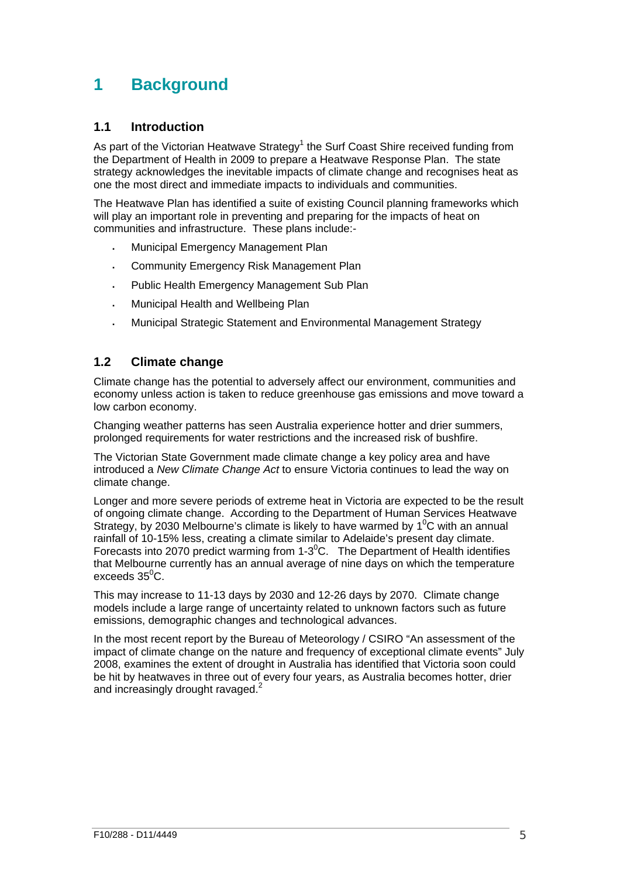# 1 Background

## 1.1 Introduction

As part of the Victorian Heatwave Strategy[1] the Surf Coast Shire received funding from the Department of Health in 2009 to prepare a Heatwave Response Plan. The state strategy acknowledges the inevitable impacts of climate change and recognises heat as one the most direct and immediate impacts to individuals and communities.

The Heatwave Plan has identified a suite of existing Council planning frameworks which will play an important role in preventing and preparing for the impacts of heat on communities and infrastructure. These plans include:-

- Municipal Emergency Management Plan
- Community Emergency Risk Management Plan
- Public Health Emergency Management Sub Plan
- Municipal Health and Wellbeing Plan
- Municipal Strategic Statement and Environmental Management Strategy

## 1.2 Climate change

Climate change has the potential to adversely affect our environment, communities and economy unless action is taken to reduce greenhouse gas emissions and move toward a low carbon economy.

Changing weather patterns has seen Australia experience hotter and drier summers, prolonged requirements for water restrictions and the increased risk of bushfire.

The Victorian State Government made climate change a key policy area and have introduced a *New Climate Change Act* to ensure Victoria continues to lead the way on climate change.

Longer and more severe periods of extreme heat in Victoria are expected to be the result of ongoing climate change. According to the Department of Human Services Heatwave Strategy, by 2030 Melbourne's climate is likely to have warmed by $1^{0}$C with an annual rainfall of 10-15% less, creating a climate similar to Adelaide's present day climate. Forecasts into 2070 predict warming from 1-$3^{0}$C. The Department of Health identifies that Melbourne currently has an annual average of nine days on which the temperature exceeds $35^{0}$C.

This may increase to 11-13 days by 2030 and 12-26 days by 2070. Climate change models include a large range of uncertainty related to unknown factors such as future emissions, demographic changes and technological advances.

In the most recent report by the Bureau of Meteorology / CSIRO "An assessment of the impact of climate change on the nature and frequency of exceptional climate events" July 2008, examines the extent of drought in Australia has identified that Victoria soon could be hit by heatwaves in three out of every four years, as Australia becomes hotter, drier and increasingly drought ravaged.[2]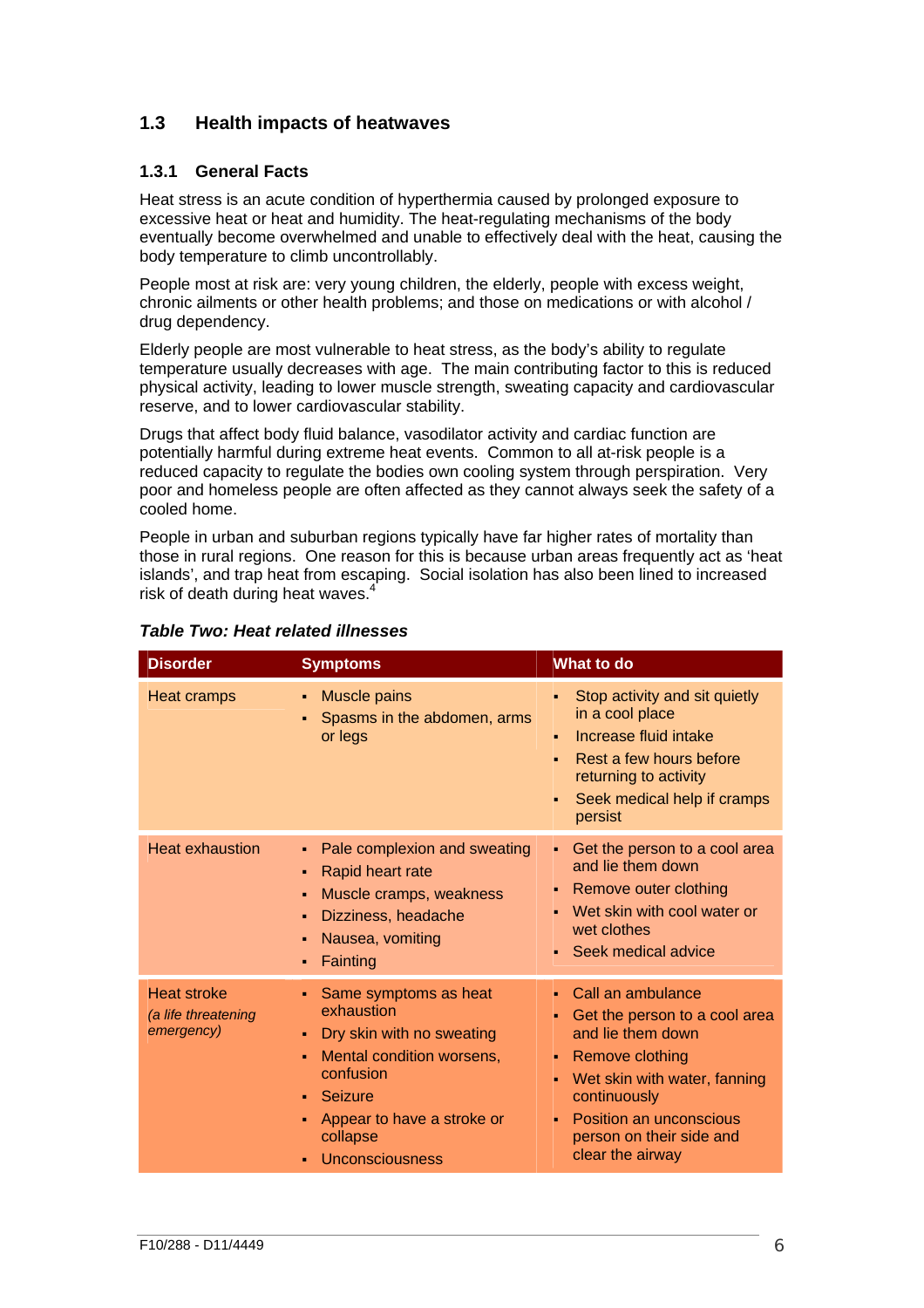## 1.3 Health impacts of heatwaves

### 1.3.1 General Facts

Heat stress is an acute condition of hyperthermia caused by prolonged exposure to excessive heat or heat and humidity. The heat-regulating mechanisms of the body eventually become overwhelmed and unable to effectively deal with the heat, causing the body temperature to climb uncontrollably.

People most at risk are: very young children, the elderly, people with excess weight, chronic ailments or other health problems; and those on medications or with alcohol / drug dependency.

Elderly people are most vulnerable to heat stress, as the body's ability to regulate temperature usually decreases with age. The main contributing factor to this is reduced physical activity, leading to lower muscle strength, sweating capacity and cardiovascular reserve, and to lower cardiovascular stability.

Drugs that affect body fluid balance, vasodilator activity and cardiac function are potentially harmful during extreme heat events. Common to all at-risk people is a reduced capacity to regulate the bodies own cooling system through perspiration. Very poor and homeless people are often affected as they cannot always seek the safety of a cooled home.

People in urban and suburban regions typically have far higher rates of mortality than those in rural regions. One reason for this is because urban areas frequently act as 'heat islands', and trap heat from escaping. Social isolation has also been lined to increased risk of death during heat waves.[4]

***Table Two: Heat related illnesses***

| Disorder | Symptoms | What to do |
|---|---|---|
| Heat cramps | ▪ Muscle pains<br>▪ Spasms in the abdomen, arms or legs | ▪ Stop activity and sit quietly in a cool place<br>▪ Increase fluid intake<br>▪ Rest a few hours before returning to activity<br>▪ Seek medical help if cramps persist |
| Heat exhaustion | ▪ Pale complexion and sweating<br>▪ Rapid heart rate<br>▪ Muscle cramps, weakness<br>▪ Dizziness, headache<br>▪ Nausea, vomiting<br>▪ Fainting | ▪ Get the person to a cool area and lie them down<br>▪ Remove outer clothing<br>▪ Wet skin with cool water or wet clothes<br>▪ Seek medical advice |
| Heat stroke<br>*(a life threatening emergency)* | ▪ Same symptoms as heat exhaustion<br>▪ Dry skin with no sweating<br>▪ Mental condition worsens, confusion<br>▪ Seizure<br>▪ Appear to have a stroke or collapse<br>▪ Unconsciousness | ▪ Call an ambulance<br>▪ Get the person to a cool area and lie them down<br>▪ Remove clothing<br>▪ Wet skin with water, fanning continuously<br>▪ Position an unconscious person on their side and clear the airway |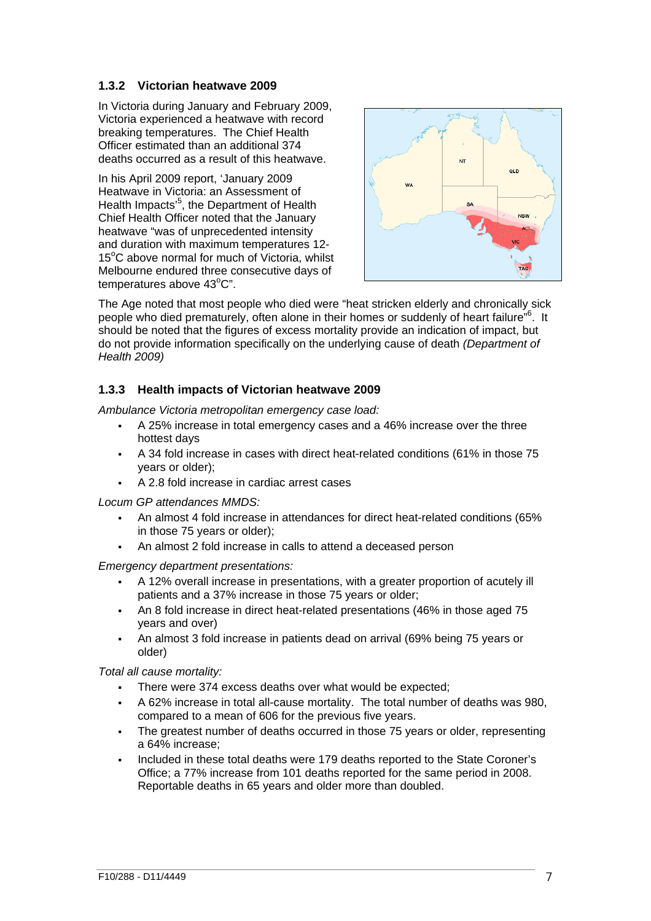### 1.3.2 Victorian heatwave 2009

In Victoria during January and February 2009, Victoria experienced a heatwave with record breaking temperatures. The Chief Health Officer estimated than an additional 374 deaths occurred as a result of this heatwave.

In his April 2009 report, 'January 2009 Heatwave in Victoria: an Assessment of Health Impacts'[5], the Department of Health Chief Health Officer noted that the January heatwave "was of unprecedented intensity and duration with maximum temperatures 12-15°C above normal for much of Victoria, whilst Melbourne endured three consecutive days of temperatures above 43°C".

The Age noted that most people who died were "heat stricken elderly and chronically sick people who died prematurely, often alone in their homes or suddenly of heart failure"[6]. It should be noted that the figures of excess mortality provide an indication of impact, but do not provide information specifically on the underlying cause of death *(Department of Health 2009)*

### 1.3.3 Health impacts of Victorian heatwave 2009

*Ambulance Victoria metropolitan emergency case load:*

- A 25% increase in total emergency cases and a 46% increase over the three hottest days
- A 34 fold increase in cases with direct heat-related conditions (61% in those 75 years or older);
- A 2.8 fold increase in cardiac arrest cases

*Locum GP attendances MMDS:*

- An almost 4 fold increase in attendances for direct heat-related conditions (65% in those 75 years or older);
- An almost 2 fold increase in calls to attend a deceased person

*Emergency department presentations:*

- A 12% overall increase in presentations, with a greater proportion of acutely ill patients and a 37% increase in those 75 years or older;
- An 8 fold increase in direct heat-related presentations (46% in those aged 75 years and over)
- An almost 3 fold increase in patients dead on arrival (69% being 75 years or older)

*Total all cause mortality:*

- There were 374 excess deaths over what would be expected;
- A 62% increase in total all-cause mortality. The total number of deaths was 980, compared to a mean of 606 for the previous five years.
- The greatest number of deaths occurred in those 75 years or older, representing a 64% increase;
- Included in these total deaths were 179 deaths reported to the State Coroner's Office; a 77% increase from 101 deaths reported for the same period in 2008. Reportable deaths in 65 years and older more than doubled.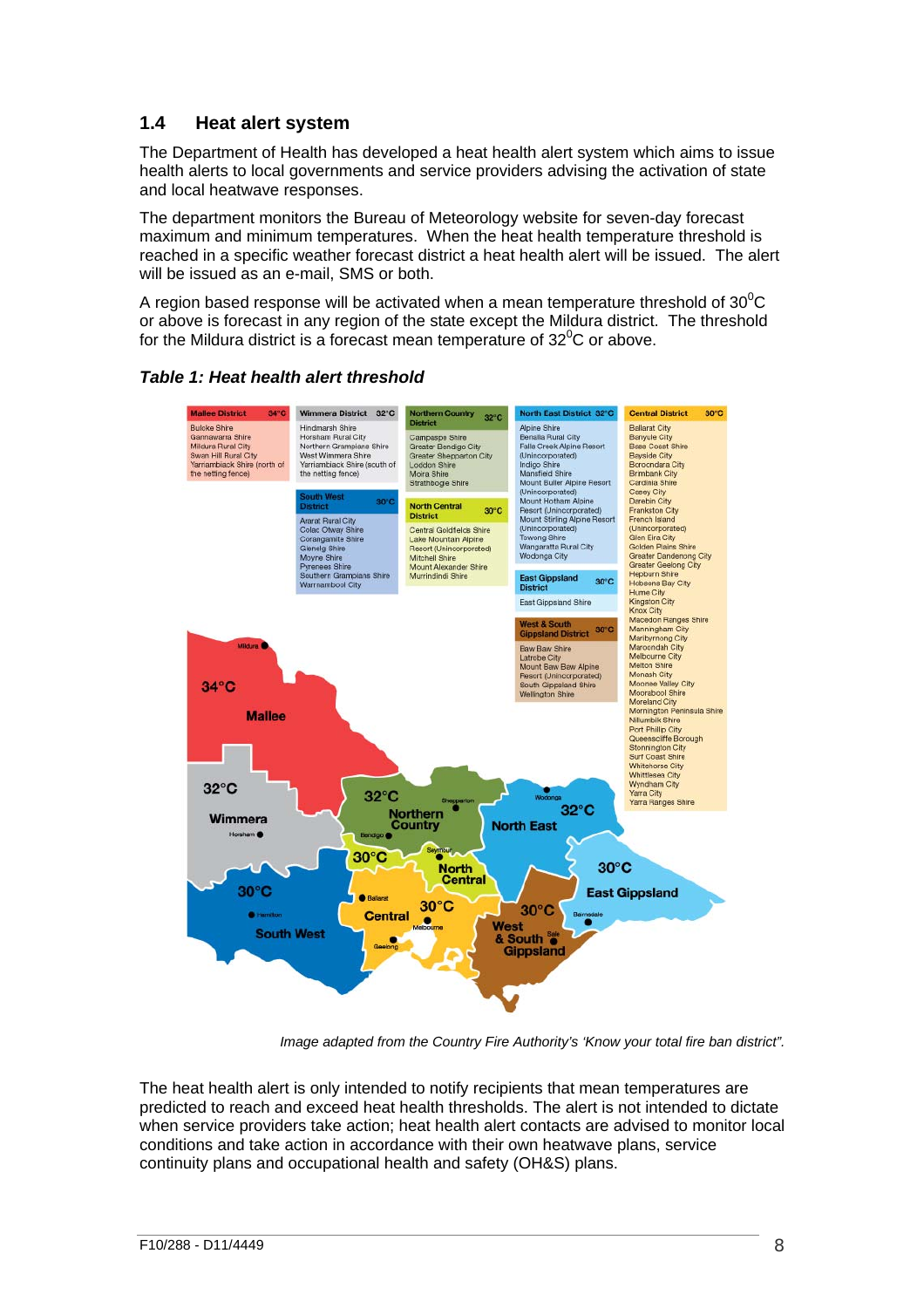## 1.4 Heat alert system

The Department of Health has developed a heat health alert system which aims to issue health alerts to local governments and service providers advising the activation of state and local heatwave responses.

The department monitors the Bureau of Meteorology website for seven-day forecast maximum and minimum temperatures. When the heat health temperature threshold is reached in a specific weather forecast district a heat health alert will be issued. The alert will be issued as an e-mail, SMS or both.

A region based response will be activated when a mean temperature threshold of 30$^0$C or above is forecast in any region of the state except the Mildura district. The threshold for the Mildura district is a forecast mean temperature of 32$^0$C or above.

***Table 1: Heat health alert threshold***

| District | Threshold | Local government areas |
|---|---|---|
| Mallee District | 34°C | Buloke Shire, Gannawarra Shire, Mildura Rural City, Swan Hill Rural City, Yarriambiack Shire (north of the netting fence) |
| Wimmera District | 32°C | Hindmarsh Shire, Horsham Rural City, Northern Grampians Shire, West Wimmera Shire, Yarriambiack Shire (south of the netting fence) |
| South West District | 30°C | Ararat Rural City, Colac Otway Shire, Corangamite Shire, Glenelg Shire, Moyne Shire, Pyrenees Shire, Southern Grampians Shire, Warrnambool City |
| Northern Country District | 32°C | Campaspe Shire, Greater Bendigo City, Greater Shepparton City, Loddon Shire, Moira Shire, Strathbogie Shire |
| North Central District | 30°C | Central Goldfields Shire, Lake Mountain Alpine Resort (Unincorporated), Mitchell Shire, Mount Alexander Shire, Murrindindi Shire |
| North East District | 32°C | Alpine Shire, Benalla Rural City, Falls Creek Alpine Resort (Unincorporated), Indigo Shire, Mansfield Shire, Mount Buller Alpine Resort (Unincorporated), Mount Hotham Alpine Resort (Unincorporated), Mount Stirling Alpine Resort (Unincorporated), Towong Shire, Wangaratta Rural City, Wodonga City |
| East Gippsland District | 30°C | East Gippsland Shire |
| West & South Gippsland District | 30°C | Baw Baw Shire, Latrobe City, Mount Baw Baw Alpine Resort (Unincorporated), South Gippsland Shire, Wellington Shire |
| Central District | 30°C | Ballarat City, Banyule City, Bass Coast Shire, Bayside City, Boroondara City, Brimbank City, Cardinia Shire, Casey City, Darebin City, Frankston City, French Island (Unincorporated), Glen Eira City, Golden Plains Shire, Greater Dandenong City, Greater Geelong City, Hepburn Shire, Hobsons Bay City, Hume City, Kingston City, Knox City, Macedon Ranges Shire, Manningham City, Maribyrnong City, Maroondah City, Melbourne City, Melton Shire, Monash City, Moonee Valley City, Moorabool Shire, Moreland City, Mornington Peninsula Shire, Nillumbik Shire, Port Phillip City, Queenscliffe Borough, Stonnington City, Surf Coast Shire, Whitehorse City, Whittlesea City, Wyndham City, Yarra City, Yarra Ranges Shire |

*Image adapted from the Country Fire Authority's 'Know your total fire ban district".*

The heat health alert is only intended to notify recipients that mean temperatures are predicted to reach and exceed heat health thresholds. The alert is not intended to dictate when service providers take action; heat health alert contacts are advised to monitor local conditions and take action in accordance with their own heatwave plans, service continuity plans and occupational health and safety (OH&S) plans.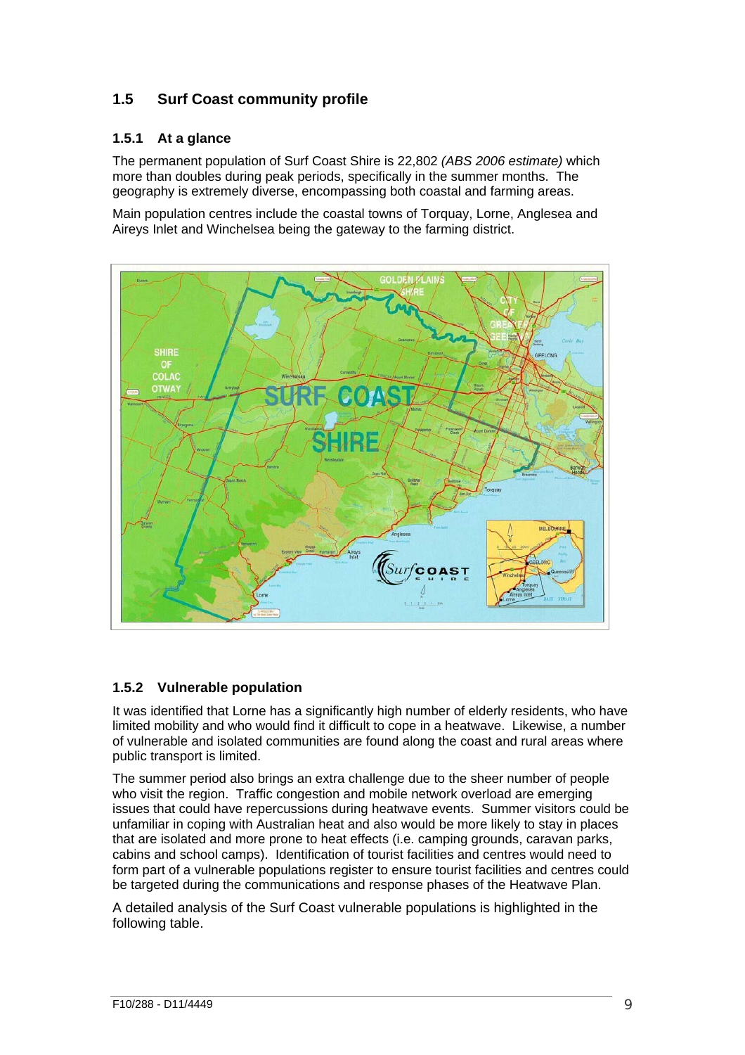## 1.5 Surf Coast community profile

### 1.5.1 At a glance

The permanent population of Surf Coast Shire is 22,802 *(ABS 2006 estimate)* which more than doubles during peak periods, specifically in the summer months. The geography is extremely diverse, encompassing both coastal and farming areas.

Main population centres include the coastal towns of Torquay, Lorne, Anglesea and Aireys Inlet and Winchelsea being the gateway to the farming district.

### 1.5.2 Vulnerable population

It was identified that Lorne has a significantly high number of elderly residents, who have limited mobility and who would find it difficult to cope in a heatwave. Likewise, a number of vulnerable and isolated communities are found along the coast and rural areas where public transport is limited.

The summer period also brings an extra challenge due to the sheer number of people who visit the region. Traffic congestion and mobile network overload are emerging issues that could have repercussions during heatwave events. Summer visitors could be unfamiliar in coping with Australian heat and also would be more likely to stay in places that are isolated and more prone to heat effects (i.e. camping grounds, caravan parks, cabins and school camps). Identification of tourist facilities and centres would need to form part of a vulnerable populations register to ensure tourist facilities and centres could be targeted during the communications and response phases of the Heatwave Plan.

A detailed analysis of the Surf Coast vulnerable populations is highlighted in the following table.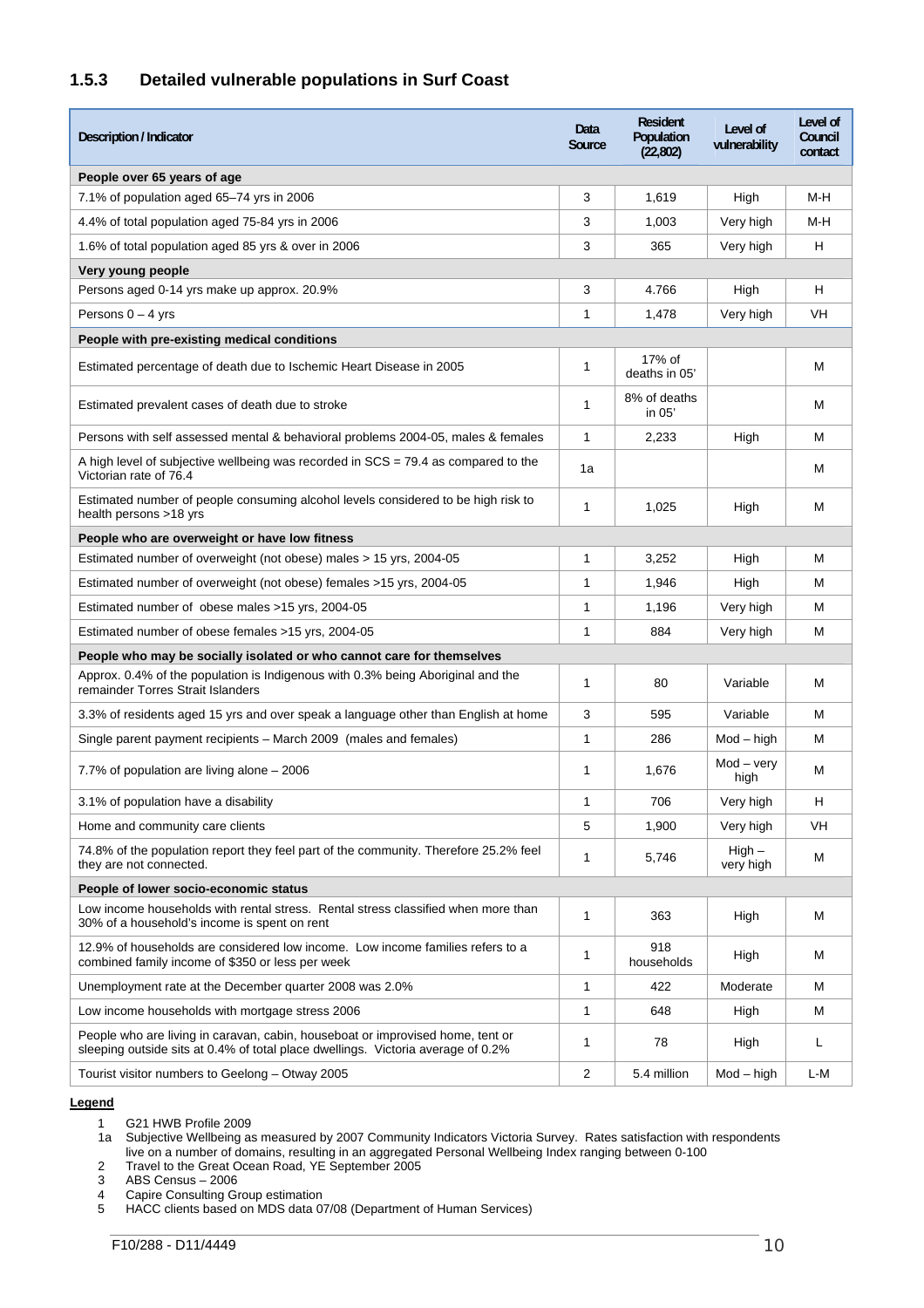### 1.5.3 Detailed vulnerable populations in Surf Coast

| Description / Indicator | Data Source | Resident Population (22,802) | Level of vulnerability | Level of Council contact |
|---|---|---|---|---|
| **People over 65 years of age** | | | | |
| 7.1% of population aged 65–74 yrs in 2006 | 3 | 1,619 | High | M-H |
| 4.4% of total population aged 75-84 yrs in 2006 | 3 | 1,003 | Very high | M-H |
| 1.6% of total population aged 85 yrs & over in 2006 | 3 | 365 | Very high | H |
| **Very young people** | | | | |
| Persons aged 0-14 yrs make up approx. 20.9% | 3 | 4.766 | High | H |
| Persons 0 – 4 yrs | 1 | 1,478 | Very high | VH |
| **People with pre-existing medical conditions** | | | | |
| Estimated percentage of death due to Ischemic Heart Disease in 2005 | 1 | 17% of deaths in 05' | | M |
| Estimated prevalent cases of death due to stroke | 1 | 8% of deaths in 05' | | M |
| Persons with self assessed mental & behavioral problems 2004-05, males & females | 1 | 2,233 | High | M |
| A high level of subjective wellbeing was recorded in SCS = 79.4 as compared to the Victorian rate of 76.4 | 1a | | | M |
| Estimated number of people consuming alcohol levels considered to be high risk to health persons >18 yrs | 1 | 1,025 | High | M |
| **People who are overweight or have low fitness** | | | | |
| Estimated number of overweight (not obese) males > 15 yrs, 2004-05 | 1 | 3,252 | High | M |
| Estimated number of overweight (not obese) females >15 yrs, 2004-05 | 1 | 1,946 | High | M |
| Estimated number of obese males >15 yrs, 2004-05 | 1 | 1,196 | Very high | M |
| Estimated number of obese females >15 yrs, 2004-05 | 1 | 884 | Very high | M |
| **People who may be socially isolated or who cannot care for themselves** | | | | |
| Approx. 0.4% of the population is Indigenous with 0.3% being Aboriginal and the remainder Torres Strait Islanders | 1 | 80 | Variable | M |
| 3.3% of residents aged 15 yrs and over speak a language other than English at home | 3 | 595 | Variable | M |
| Single parent payment recipients – March 2009 (males and females) | 1 | 286 | Mod – high | M |
| 7.7% of population are living alone – 2006 | 1 | 1,676 | Mod – very high | M |
| 3.1% of population have a disability | 1 | 706 | Very high | H |
| Home and community care clients | 5 | 1,900 | Very high | VH |
| 74.8% of the population report they feel part of the community. Therefore 25.2% feel they are not connected. | 1 | 5,746 | High – very high | M |
| **People of lower socio-economic status** | | | | |
| Low income households with rental stress. Rental stress classified when more than 30% of a household's income is spent on rent | 1 | 363 | High | M |
| 12.9% of households are considered low income. Low income families refers to a combined family income of $350 or less per week | 1 | 918 households | High | M |
| Unemployment rate at the December quarter 2008 was 2.0% | 1 | 422 | Moderate | M |
| Low income households with mortgage stress 2006 | 1 | 648 | High | M |
| People who are living in caravan, cabin, houseboat or improvised home, tent or sleeping outside sits at 0.4% of total place dwellings. Victoria average of 0.2% | 1 | 78 | High | L |
| Tourist visitor numbers to Geelong – Otway 2005 | 2 | 5.4 million | Mod – high | L-M |

**Legend**

1 G21 HWB Profile 2009
1a Subjective Wellbeing as measured by 2007 Community Indicators Victoria Survey. Rates satisfaction with respondents live on a number of domains, resulting in an aggregated Personal Wellbeing Index ranging between 0-100
2 Travel to the Great Ocean Road, YE September 2005
3 ABS Census – 2006
4 Capire Consulting Group estimation
5 HACC clients based on MDS data 07/08 (Department of Human Services)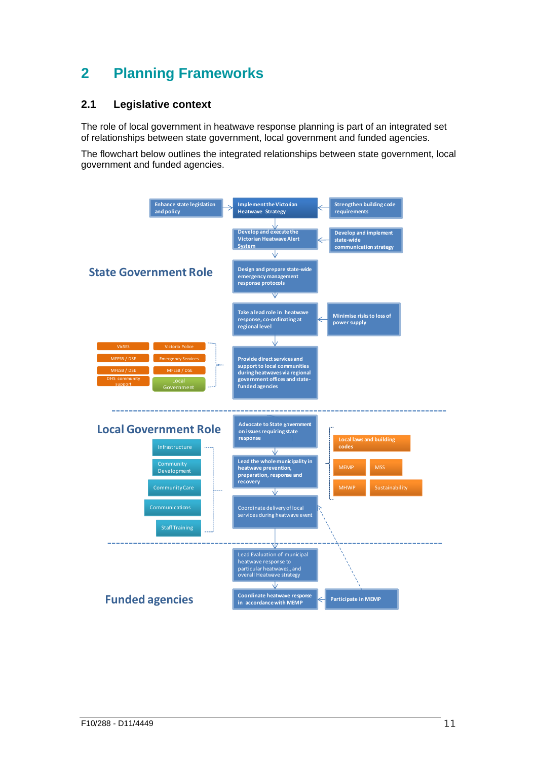# 2 Planning Frameworks

## 2.1 Legislative context

The role of local government in heatwave response planning is part of an integrated set of relationships between state government, local government and funded agencies.

The flowchart below outlines the integrated relationships between state government, local government and funded agencies.

**State Government Role**

- Enhance state legislation and policy
- Implement the Victorian Heatwave Strategy
- Strengthen building code requirements
- Develop and execute the Victorian Heatwave Alert System
- Develop and implement state-wide communication strategy
- Design and prepare state-wide emergency management response protocols
- Take a lead role in heatwave response, co-ordinating at regional level
- Minimise risks to loss of power supply
- Provide direct services and support to local communities during heatwaves via regional government offices and state-funded agencies
  - VicSES
  - Victoria Police
  - MFESB / DSE
  - Emergency Services
  - MFESB / DSE
  - MFESB / DSE
  - DHS community support
  - Local Government

**Local Government Role**

- Advocate to State government on issues requiring state response
- Lead the whole municipality in heatwave prevention, preparation, response and recovery
  - Local laws and building codes
  - MEMP
  - MSS
  - MHWP
  - Sustainability
- Coordinate delivery of local services during heatwave event
  - Infrastructure
  - Community Development
  - Community Care
  - Communications
  - Staff Training
- Lead Evaluation of municipal heatwave response to particular heatwaves,, and overall Heatwave strategy

**Funded agencies**

- Coordinate heatwave response in accordance with MEMP
- Participate in MEMP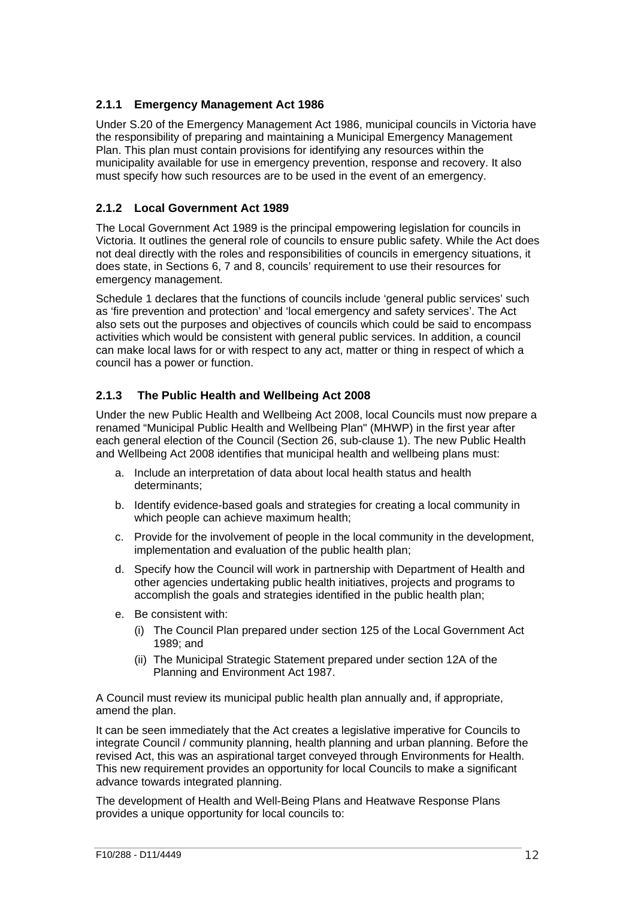### 2.1.1 Emergency Management Act 1986

Under S.20 of the Emergency Management Act 1986, municipal councils in Victoria have the responsibility of preparing and maintaining a Municipal Emergency Management Plan. This plan must contain provisions for identifying any resources within the municipality available for use in emergency prevention, response and recovery. It also must specify how such resources are to be used in the event of an emergency.

### 2.1.2 Local Government Act 1989

The Local Government Act 1989 is the principal empowering legislation for councils in Victoria. It outlines the general role of councils to ensure public safety. While the Act does not deal directly with the roles and responsibilities of councils in emergency situations, it does state, in Sections 6, 7 and 8, councils' requirement to use their resources for emergency management.

Schedule 1 declares that the functions of councils include 'general public services' such as 'fire prevention and protection' and 'local emergency and safety services'. The Act also sets out the purposes and objectives of councils which could be said to encompass activities which would be consistent with general public services. In addition, a council can make local laws for or with respect to any act, matter or thing in respect of which a council has a power or function.

### 2.1.3 The Public Health and Wellbeing Act 2008

Under the new Public Health and Wellbeing Act 2008, local Councils must now prepare a renamed "Municipal Public Health and Wellbeing Plan" (MHWP) in the first year after each general election of the Council (Section 26, sub-clause 1). The new Public Health and Wellbeing Act 2008 identifies that municipal health and wellbeing plans must:

a. Include an interpretation of data about local health status and health determinants;

b. Identify evidence-based goals and strategies for creating a local community in which people can achieve maximum health;

c. Provide for the involvement of people in the local community in the development, implementation and evaluation of the public health plan;

d. Specify how the Council will work in partnership with Department of Health and other agencies undertaking public health initiatives, projects and programs to accomplish the goals and strategies identified in the public health plan;

e. Be consistent with:

   (i) The Council Plan prepared under section 125 of the Local Government Act 1989; and

   (ii) The Municipal Strategic Statement prepared under section 12A of the Planning and Environment Act 1987.

A Council must review its municipal public health plan annually and, if appropriate, amend the plan.

It can be seen immediately that the Act creates a legislative imperative for Councils to integrate Council / community planning, health planning and urban planning. Before the revised Act, this was an aspirational target conveyed through Environments for Health. This new requirement provides an opportunity for local Councils to make a significant advance towards integrated planning.

The development of Health and Well-Being Plans and Heatwave Response Plans provides a unique opportunity for local councils to: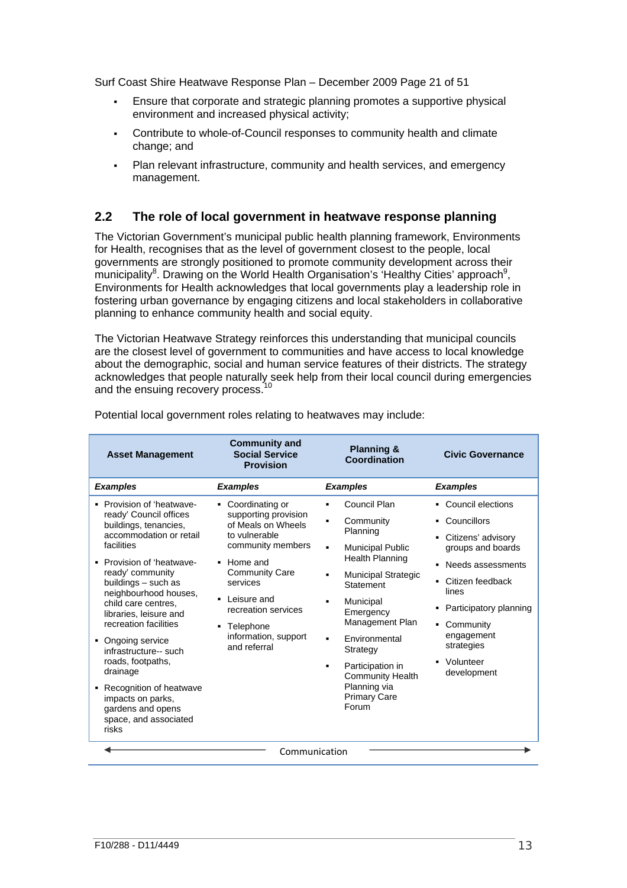- Ensure that corporate and strategic planning promotes a supportive physical environment and increased physical activity;
- Contribute to whole-of-Council responses to community health and climate change; and
- Plan relevant infrastructure, community and health services, and emergency management.

## 2.2 The role of local government in heatwave response planning

The Victorian Government's municipal public health planning framework, Environments for Health, recognises that as the level of government closest to the people, local governments are strongly positioned to promote community development across their municipality[8]. Drawing on the World Health Organisation's 'Healthy Cities' approach[9], Environments for Health acknowledges that local governments play a leadership role in fostering urban governance by engaging citizens and local stakeholders in collaborative planning to enhance community health and social equity.

The Victorian Heatwave Strategy reinforces this understanding that municipal councils are the closest level of government to communities and have access to local knowledge about the demographic, social and human service features of their districts. The strategy acknowledges that people naturally seek help from their local council during emergencies and the ensuing recovery process.[10]

Potential local government roles relating to heatwaves may include:

| Asset Management | Community and Social Service Provision | Planning & Coordination | Civic Governance |
|---|---|---|---|
| ***Examples*** | ***Examples*** | ***Examples*** | ***Examples*** |
| ▪ Provision of 'heatwave-ready' Council offices buildings, tenancies, accommodation or retail facilities<br>▪ Provision of 'heatwave-ready' community buildings – such as neighbourhood houses, child care centres, libraries, leisure and recreation facilities<br>▪ Ongoing service infrastructure-- such roads, footpaths, drainage<br>▪ Recognition of heatwave impacts on parks, gardens and opens space, and associated risks | ▪ Coordinating or supporting provision of Meals on Wheels to vulnerable community members<br>▪ Home and Community Care services<br>▪ Leisure and recreation services<br>▪ Telephone information, support and referral | ▪ Council Plan<br>▪ Community Planning<br>▪ Municipal Public Health Planning<br>▪ Municipal Strategic Statement<br>▪ Municipal Emergency Management Plan<br>▪ Environmental Strategy<br>▪ Participation in Community Health Planning via Primary Care Forum | ▪ Council elections<br>▪ Councillors<br>▪ Citizens' advisory groups and boards<br>▪ Needs assessments<br>▪ Citizen feedback lines<br>▪ Participatory planning<br>▪ Community engagement strategies<br>▪ Volunteer development |

← Communication →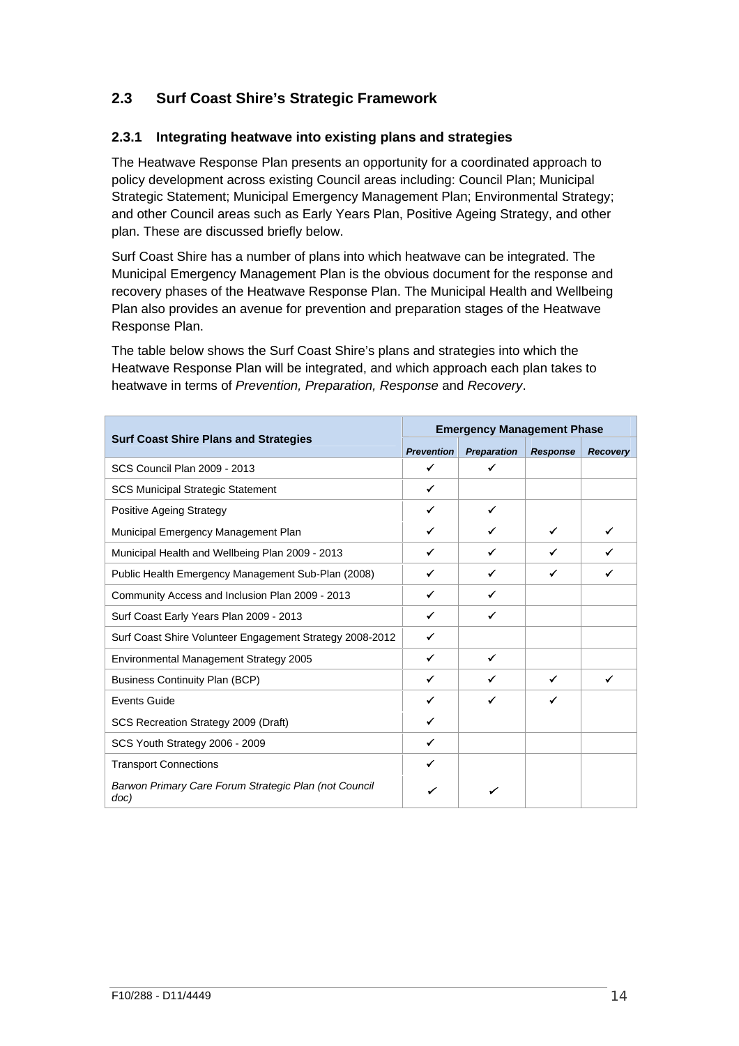## 2.3 Surf Coast Shire's Strategic Framework

### 2.3.1 Integrating heatwave into existing plans and strategies

The Heatwave Response Plan presents an opportunity for a coordinated approach to policy development across existing Council areas including: Council Plan; Municipal Strategic Statement; Municipal Emergency Management Plan; Environmental Strategy; and other Council areas such as Early Years Plan, Positive Ageing Strategy, and other plan. These are discussed briefly below.

Surf Coast Shire has a number of plans into which heatwave can be integrated. The Municipal Emergency Management Plan is the obvious document for the response and recovery phases of the Heatwave Response Plan. The Municipal Health and Wellbeing Plan also provides an avenue for prevention and preparation stages of the Heatwave Response Plan.

The table below shows the Surf Coast Shire's plans and strategies into which the Heatwave Response Plan will be integrated, and which approach each plan takes to heatwave in terms of *Prevention, Preparation, Response* and *Recovery*.

| Surf Coast Shire Plans and Strategies | Emergency Management Phase | | | |
|---|---|---|---|---|
| | *Prevention* | *Preparation* | *Response* | *Recovery* |
| SCS Council Plan 2009 - 2013 | ✓ | ✓ | | |
| SCS Municipal Strategic Statement | ✓ | | | |
| Positive Ageing Strategy | ✓ | ✓ | | |
| Municipal Emergency Management Plan | ✓ | ✓ | ✓ | ✓ |
| Municipal Health and Wellbeing Plan 2009 - 2013 | ✓ | ✓ | ✓ | ✓ |
| Public Health Emergency Management Sub-Plan (2008) | ✓ | ✓ | ✓ | ✓ |
| Community Access and Inclusion Plan 2009 - 2013 | ✓ | ✓ | | |
| Surf Coast Early Years Plan 2009 - 2013 | ✓ | ✓ | | |
| Surf Coast Shire Volunteer Engagement Strategy 2008-2012 | ✓ | | | |
| Environmental Management Strategy 2005 | ✓ | ✓ | | |
| Business Continuity Plan (BCP) | ✓ | ✓ | ✓ | ✓ |
| Events Guide | ✓ | ✓ | ✓ | |
| SCS Recreation Strategy 2009 (Draft) | ✓ | | | |
| SCS Youth Strategy 2006 - 2009 | ✓ | | | |
| Transport Connections | ✓ | | | |
| *Barwon Primary Care Forum Strategic Plan (not Council doc)* | ✓ | ✓ | | |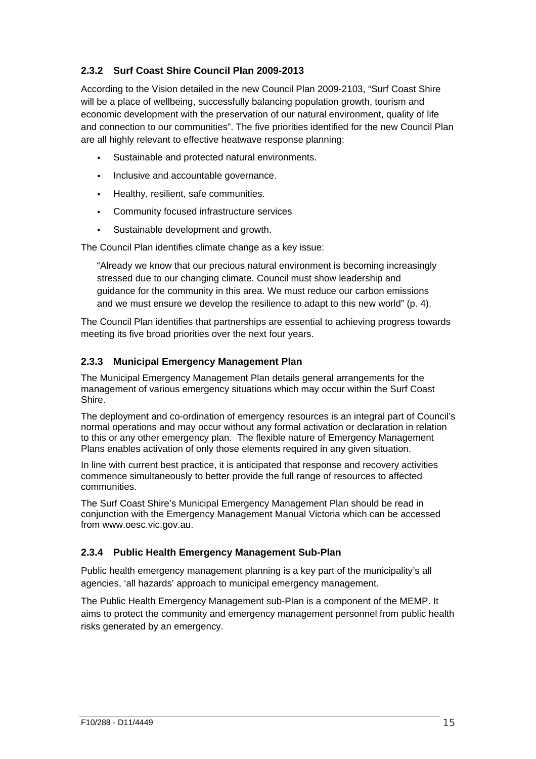### 2.3.2 Surf Coast Shire Council Plan 2009-2013

According to the Vision detailed in the new Council Plan 2009-2103, "Surf Coast Shire will be a place of wellbeing, successfully balancing population growth, tourism and economic development with the preservation of our natural environment, quality of life and connection to our communities". The five priorities identified for the new Council Plan are all highly relevant to effective heatwave response planning:

- Sustainable and protected natural environments.
- Inclusive and accountable governance.
- Healthy, resilient, safe communities.
- Community focused infrastructure services
- Sustainable development and growth.

The Council Plan identifies climate change as a key issue:

> "Already we know that our precious natural environment is becoming increasingly stressed due to our changing climate. Council must show leadership and guidance for the community in this area. We must reduce our carbon emissions and we must ensure we develop the resilience to adapt to this new world" (p. 4).

The Council Plan identifies that partnerships are essential to achieving progress towards meeting its five broad priorities over the next four years.

### 2.3.3 Municipal Emergency Management Plan

The Municipal Emergency Management Plan details general arrangements for the management of various emergency situations which may occur within the Surf Coast Shire.

The deployment and co-ordination of emergency resources is an integral part of Council's normal operations and may occur without any formal activation or declaration in relation to this or any other emergency plan. The flexible nature of Emergency Management Plans enables activation of only those elements required in any given situation.

In line with current best practice, it is anticipated that response and recovery activities commence simultaneously to better provide the full range of resources to affected communities.

The Surf Coast Shire's Municipal Emergency Management Plan should be read in conjunction with the Emergency Management Manual Victoria which can be accessed from www.oesc.vic.gov.au.

### 2.3.4 Public Health Emergency Management Sub-Plan

Public health emergency management planning is a key part of the municipality's all agencies, 'all hazards' approach to municipal emergency management.

The Public Health Emergency Management sub-Plan is a component of the MEMP. It aims to protect the community and emergency management personnel from public health risks generated by an emergency.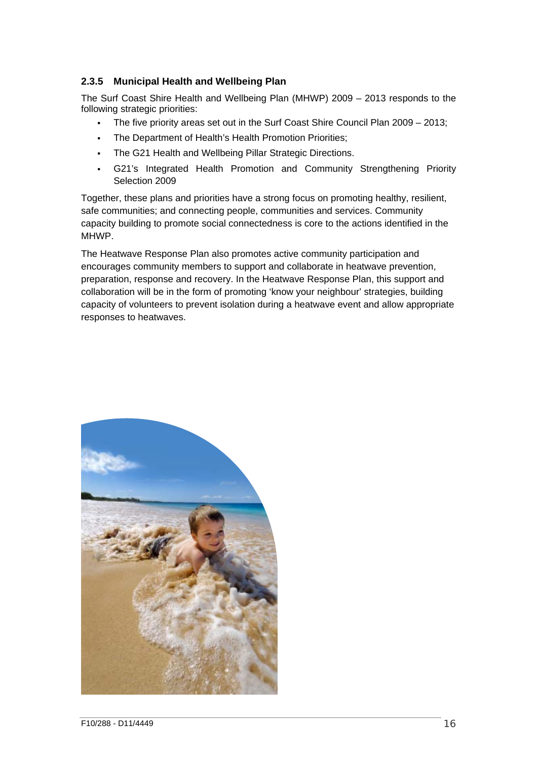### 2.3.5 Municipal Health and Wellbeing Plan

The Surf Coast Shire Health and Wellbeing Plan (MHWP) 2009 – 2013 responds to the following strategic priorities:

- The five priority areas set out in the Surf Coast Shire Council Plan 2009 – 2013;
- The Department of Health's Health Promotion Priorities;
- The G21 Health and Wellbeing Pillar Strategic Directions.
- G21's Integrated Health Promotion and Community Strengthening Priority Selection 2009

Together, these plans and priorities have a strong focus on promoting healthy, resilient, safe communities; and connecting people, communities and services. Community capacity building to promote social connectedness is core to the actions identified in the MHWP.

The Heatwave Response Plan also promotes active community participation and encourages community members to support and collaborate in heatwave prevention, preparation, response and recovery. In the Heatwave Response Plan, this support and collaboration will be in the form of promoting 'know your neighbour' strategies, building capacity of volunteers to prevent isolation during a heatwave event and allow appropriate responses to heatwaves.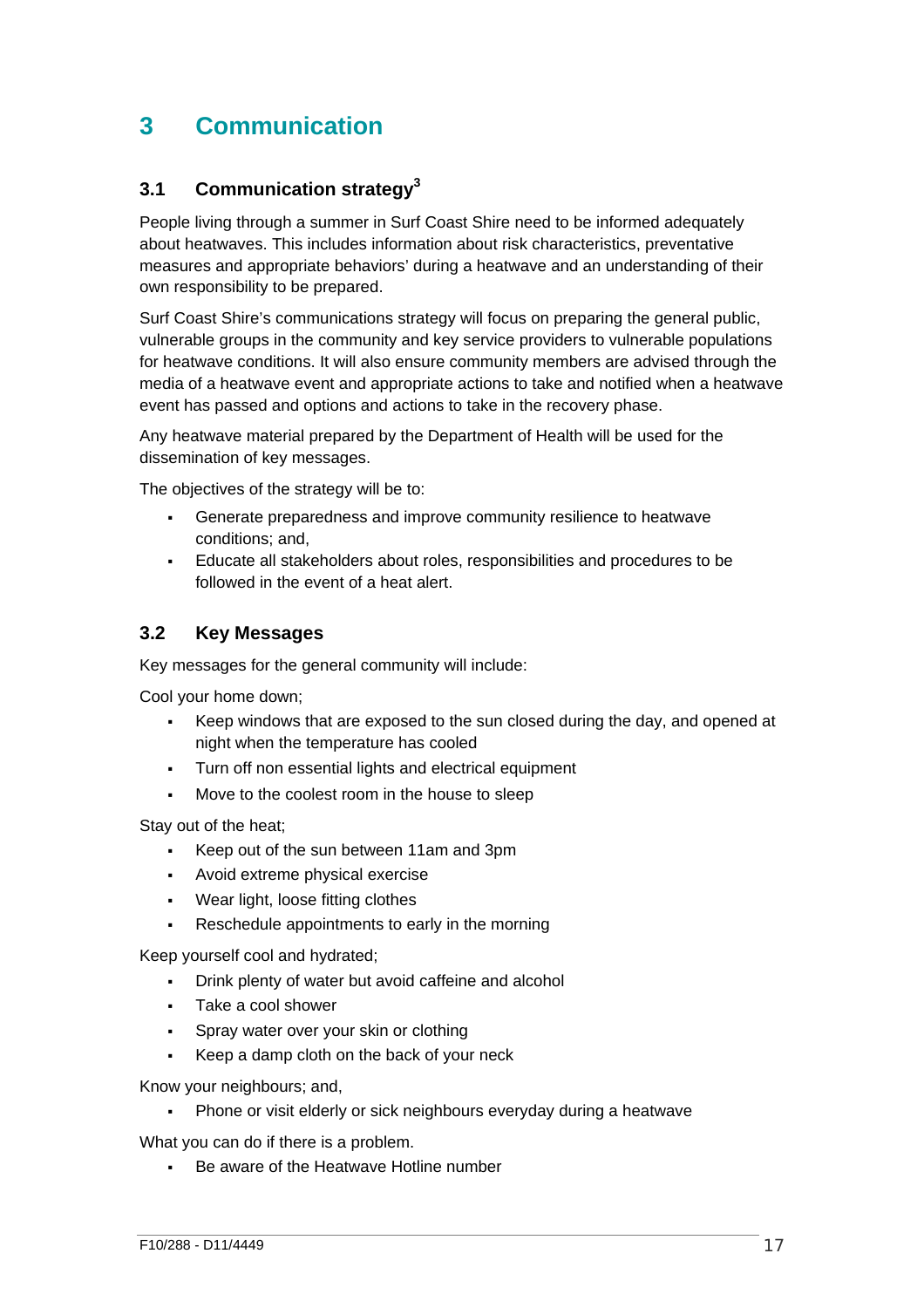# 3 Communication

## 3.1 Communication strategy[3]

People living through a summer in Surf Coast Shire need to be informed adequately about heatwaves. This includes information about risk characteristics, preventative measures and appropriate behaviors' during a heatwave and an understanding of their own responsibility to be prepared.

Surf Coast Shire's communications strategy will focus on preparing the general public, vulnerable groups in the community and key service providers to vulnerable populations for heatwave conditions. It will also ensure community members are advised through the media of a heatwave event and appropriate actions to take and notified when a heatwave event has passed and options and actions to take in the recovery phase.

Any heatwave material prepared by the Department of Health will be used for the dissemination of key messages.

The objectives of the strategy will be to:

- Generate preparedness and improve community resilience to heatwave conditions; and,
- Educate all stakeholders about roles, responsibilities and procedures to be followed in the event of a heat alert.

## 3.2 Key Messages

Key messages for the general community will include:

Cool your home down;

- Keep windows that are exposed to the sun closed during the day, and opened at night when the temperature has cooled
- Turn off non essential lights and electrical equipment
- Move to the coolest room in the house to sleep

Stay out of the heat;

- Keep out of the sun between 11am and 3pm
- Avoid extreme physical exercise
- Wear light, loose fitting clothes
- Reschedule appointments to early in the morning

Keep yourself cool and hydrated;

- Drink plenty of water but avoid caffeine and alcohol
- Take a cool shower
- Spray water over your skin or clothing
- Keep a damp cloth on the back of your neck

Know your neighbours; and,

- Phone or visit elderly or sick neighbours everyday during a heatwave

What you can do if there is a problem.

- Be aware of the Heatwave Hotline number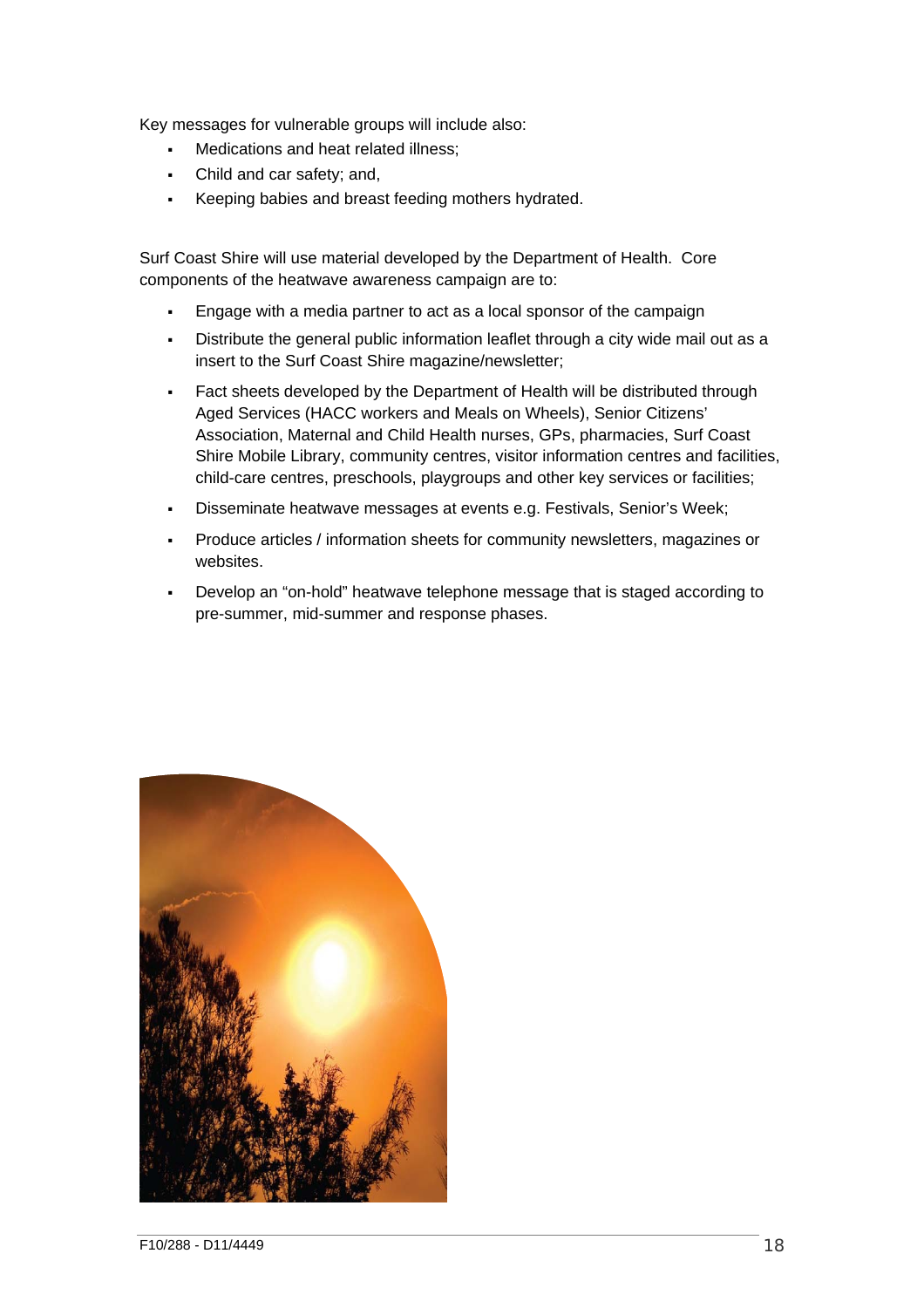Key messages for vulnerable groups will include also:

- Medications and heat related illness;
- Child and car safety; and,
- Keeping babies and breast feeding mothers hydrated.

Surf Coast Shire will use material developed by the Department of Health. Core components of the heatwave awareness campaign are to:

- Engage with a media partner to act as a local sponsor of the campaign
- Distribute the general public information leaflet through a city wide mail out as a insert to the Surf Coast Shire magazine/newsletter;
- Fact sheets developed by the Department of Health will be distributed through Aged Services (HACC workers and Meals on Wheels), Senior Citizens' Association, Maternal and Child Health nurses, GPs, pharmacies, Surf Coast Shire Mobile Library, community centres, visitor information centres and facilities, child-care centres, preschools, playgroups and other key services or facilities;
- Disseminate heatwave messages at events e.g. Festivals, Senior's Week;
- Produce articles / information sheets for community newsletters, magazines or websites.
- Develop an "on-hold" heatwave telephone message that is staged according to pre-summer, mid-summer and response phases.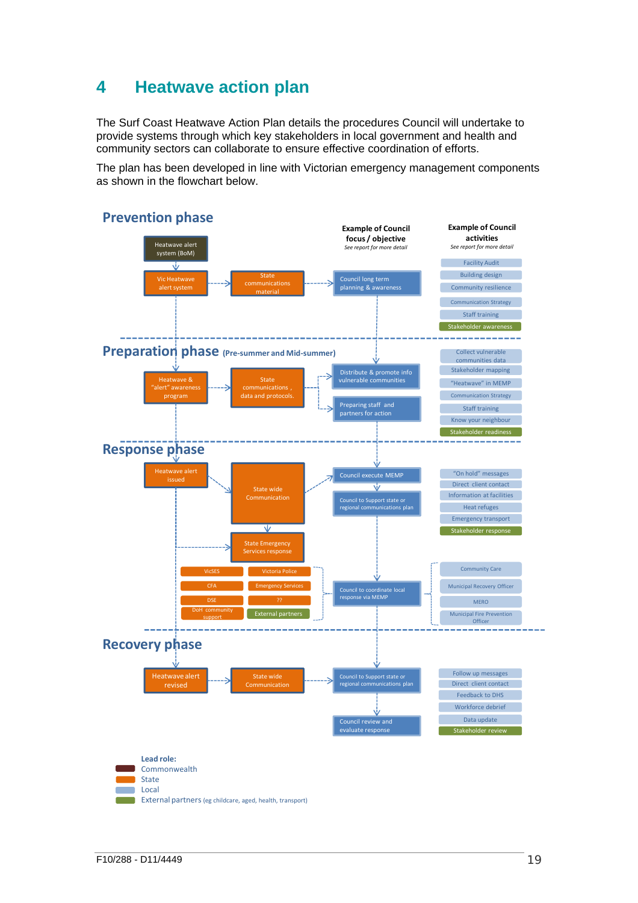# 4 Heatwave action plan

The Surf Coast Heatwave Action Plan details the procedures Council will undertake to provide systems through which key stakeholders in local government and health and community sectors can collaborate to ensure effective coordination of efforts.

The plan has been developed in line with Victorian emergency management components as shown in the flowchart below.

## Prevention phase

**Example of Council focus / objective**
*See report for more detail*

**Example of Council activities**
*See report for more detail*

- Heatwave alert system (BoM)
- Vic Heatwave alert system
- State communications material
- Council long term planning & awareness

Activities:
- Facility Audit
- Building design
- Community resilience
- Communication Strategy
- Staff training
- Stakeholder awareness

## Preparation phase (Pre-summer and Mid-summer)

- Heatwave & "alert" awareness program
- State communications, data and protocols.
- Distribute & promote info vulnerable communities
- Preparing staff and partners for action

Activities:
- Collect vulnerable communities data
- Stakeholder mapping
- "Heatwave" in MEMP
- Communication Strategy
- Staff training
- Know your neighbour
- Stakeholder readiness

## Response phase

- Heatwave alert issued
- State wide Communication
- State Emergency Services response
- VicSES
- Victoria Police
- CFA
- Emergency Services
- DSE
- ??
- DoH community support
- External partners
- Council execute MEMP
- Council to Support state or regional communications plan
- Council to coordinate local response via MEMP

Activities:
- "On hold" messages
- Direct client contact
- Information at facilities
- Heat refuges
- Emergency transport
- Stakeholder response
- Community Care
- Municipal Recovery Officer
- MERO
- Municipal Fire Prevention Officer

## Recovery phase

- Heatwave alert revised
- State wide Communication
- Council to Support state or regional communications plan
- Council review and evaluate response

Activities:
- Follow up messages
- Direct client contact
- Feedback to DHS
- Workforce debrief
- Data update
- Stakeholder review

**Lead role:**
- Commonwealth
- State
- Local
- External partners (eg childcare, aged, health, transport)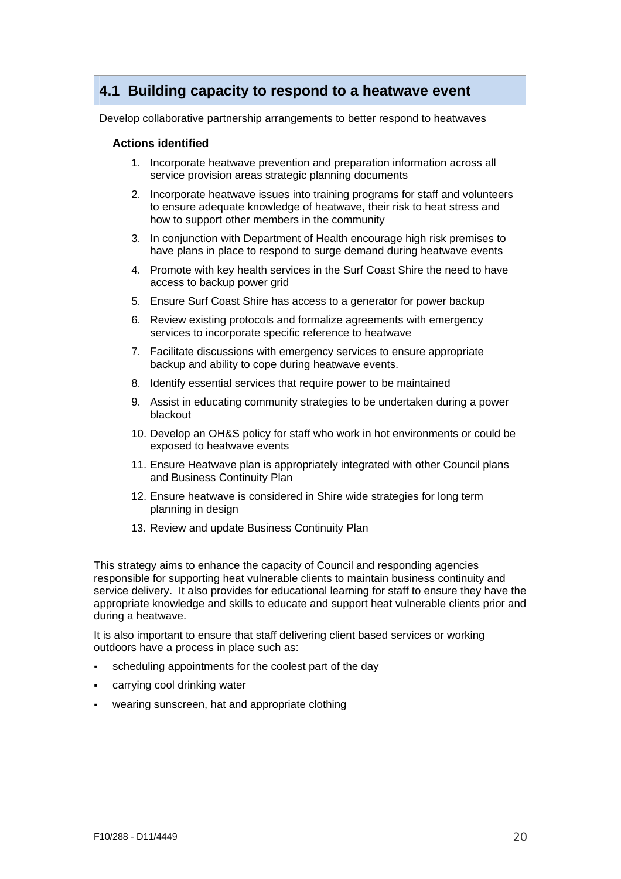## 4.1 Building capacity to respond to a heatwave event

Develop collaborative partnership arrangements to better respond to heatwaves

**Actions identified**

1. Incorporate heatwave prevention and preparation information across all service provision areas strategic planning documents
2. Incorporate heatwave issues into training programs for staff and volunteers to ensure adequate knowledge of heatwave, their risk to heat stress and how to support other members in the community
3. In conjunction with Department of Health encourage high risk premises to have plans in place to respond to surge demand during heatwave events
4. Promote with key health services in the Surf Coast Shire the need to have access to backup power grid
5. Ensure Surf Coast Shire has access to a generator for power backup
6. Review existing protocols and formalize agreements with emergency services to incorporate specific reference to heatwave
7. Facilitate discussions with emergency services to ensure appropriate backup and ability to cope during heatwave events.
8. Identify essential services that require power to be maintained
9. Assist in educating community strategies to be undertaken during a power blackout
10. Develop an OH&S policy for staff who work in hot environments or could be exposed to heatwave events
11. Ensure Heatwave plan is appropriately integrated with other Council plans and Business Continuity Plan
12. Ensure heatwave is considered in Shire wide strategies for long term planning in design
13. Review and update Business Continuity Plan

This strategy aims to enhance the capacity of Council and responding agencies responsible for supporting heat vulnerable clients to maintain business continuity and service delivery. It also provides for educational learning for staff to ensure they have the appropriate knowledge and skills to educate and support heat vulnerable clients prior and during a heatwave.

It is also important to ensure that staff delivering client based services or working outdoors have a process in place such as:

- scheduling appointments for the coolest part of the day
- carrying cool drinking water
- wearing sunscreen, hat and appropriate clothing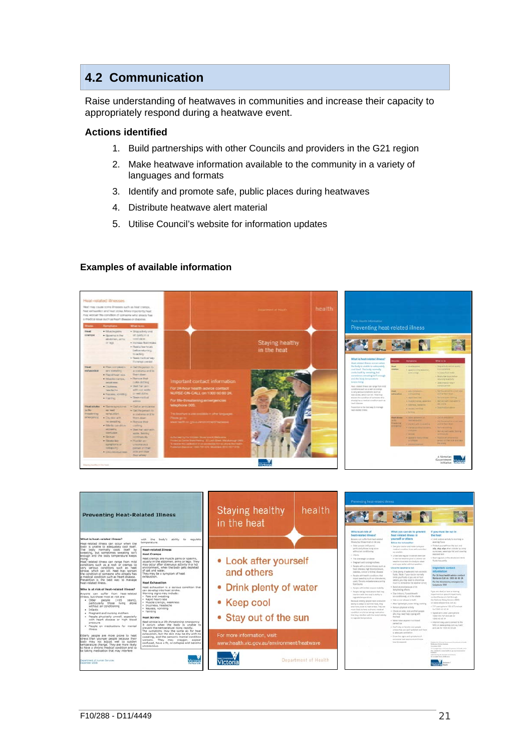## 4.2 Communication

Raise understanding of heatwaves in communities and increase their capacity to appropriately respond during a heatwave event.

### Actions identified

1. Build partnerships with other Councils and providers in the G21 region
2. Make heatwave information available to the community in a variety of languages and formats
3. Identify and promote safe, public places during heatwaves
4. Distribute heatwave alert material
5. Utilise Council's website for information updates

### Examples of available information

F10/288 - D11/4449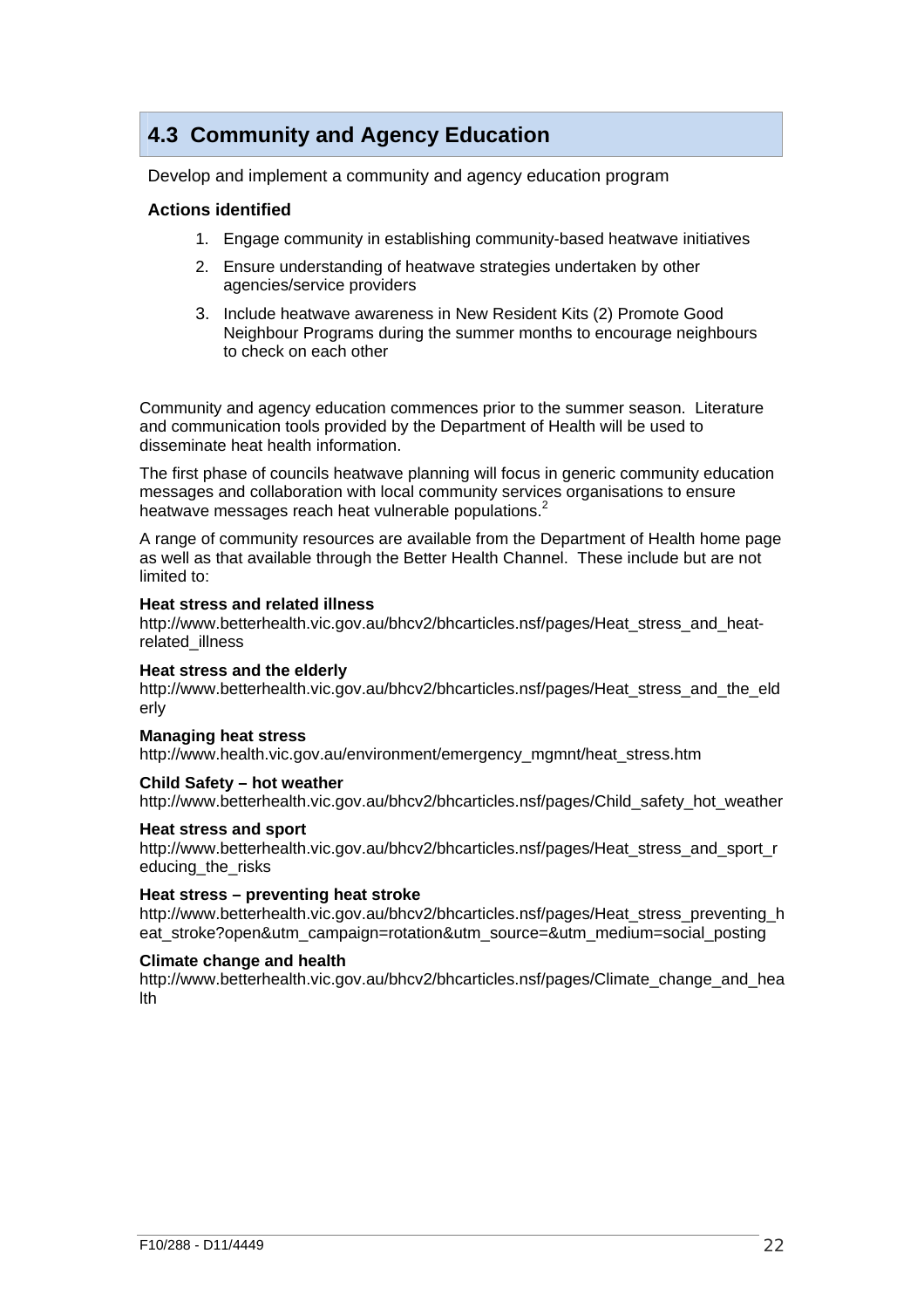## 4.3 Community and Agency Education

Develop and implement a community and agency education program

**Actions identified**

1. Engage community in establishing community-based heatwave initiatives
2. Ensure understanding of heatwave strategies undertaken by other agencies/service providers
3. Include heatwave awareness in New Resident Kits (2) Promote Good Neighbour Programs during the summer months to encourage neighbours to check on each other

Community and agency education commences prior to the summer season. Literature and communication tools provided by the Department of Health will be used to disseminate heat health information.

The first phase of councils heatwave planning will focus in generic community education messages and collaboration with local community services organisations to ensure heatwave messages reach heat vulnerable populations.[2]

A range of community resources are available from the Department of Health home page as well as that available through the Better Health Channel. These include but are not limited to:

**Heat stress and related illness**
http://www.betterhealth.vic.gov.au/bhcv2/bhcarticles.nsf/pages/Heat_stress_and_heat-related_illness

**Heat stress and the elderly**
http://www.betterhealth.vic.gov.au/bhcv2/bhcarticles.nsf/pages/Heat_stress_and_the_elderly

**Managing heat stress**
http://www.health.vic.gov.au/environment/emergency_mgmnt/heat_stress.htm

**Child Safety – hot weather**
http://www.betterhealth.vic.gov.au/bhcv2/bhcarticles.nsf/pages/Child_safety_hot_weather

**Heat stress and sport**
http://www.betterhealth.vic.gov.au/bhcv2/bhcarticles.nsf/pages/Heat_stress_and_sport_reducing_the_risks

**Heat stress – preventing heat stroke**
http://www.betterhealth.vic.gov.au/bhcv2/bhcarticles.nsf/pages/Heat_stress_preventing_heat_stroke?open&utm_campaign=rotation&utm_source=&utm_medium=social_posting

**Climate change and health**
http://www.betterhealth.vic.gov.au/bhcv2/bhcarticles.nsf/pages/Climate_change_and_health

F10/288 - D11/4449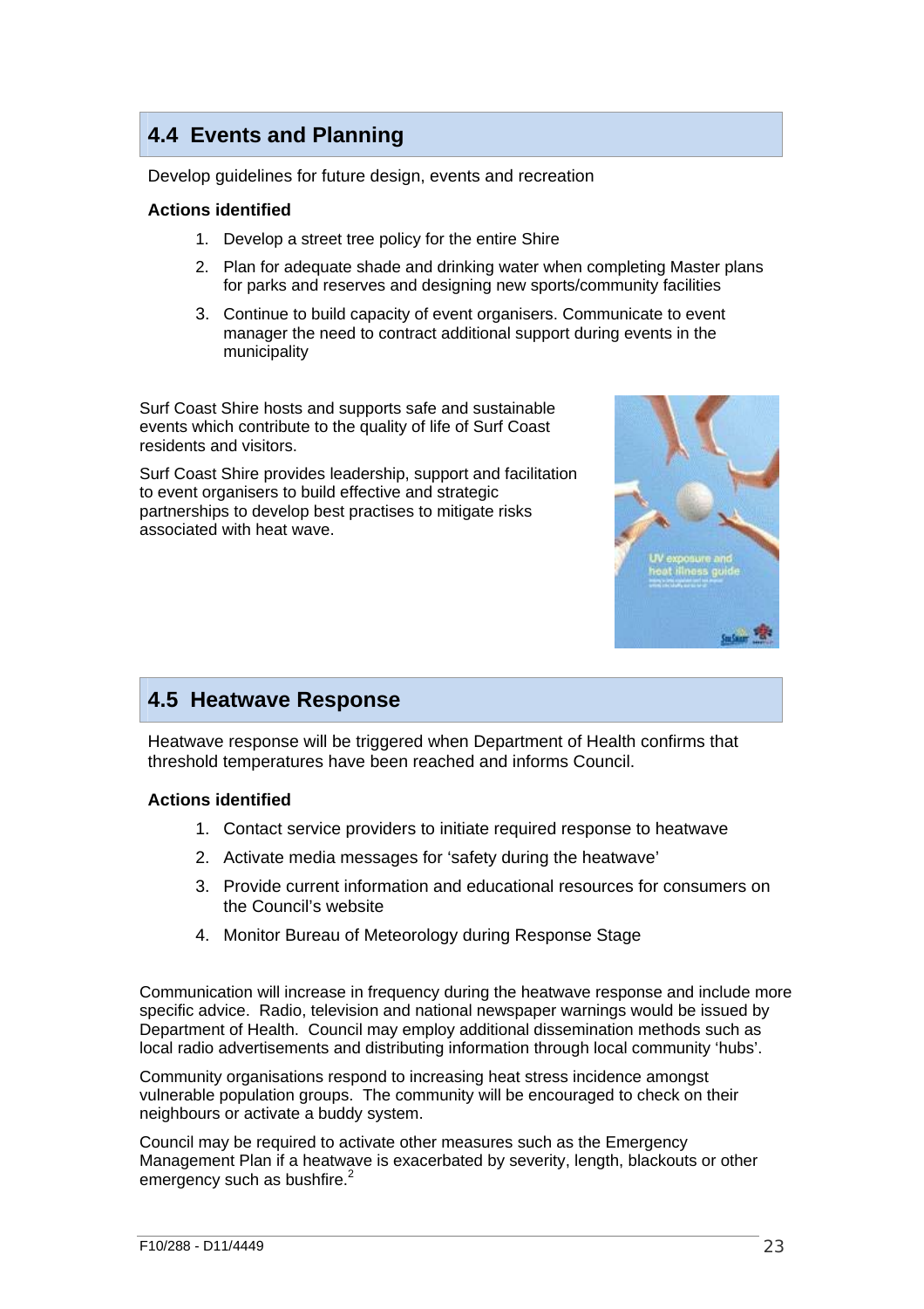## 4.4 Events and Planning

Develop guidelines for future design, events and recreation

**Actions identified**

1. Develop a street tree policy for the entire Shire
2. Plan for adequate shade and drinking water when completing Master plans for parks and reserves and designing new sports/community facilities
3. Continue to build capacity of event organisers. Communicate to event manager the need to contract additional support during events in the municipality

Surf Coast Shire hosts and supports safe and sustainable events which contribute to the quality of life of Surf Coast residents and visitors.

Surf Coast Shire provides leadership, support and facilitation to event organisers to build effective and strategic partnerships to develop best practises to mitigate risks associated with heat wave.

## 4.5 Heatwave Response

Heatwave response will be triggered when Department of Health confirms that threshold temperatures have been reached and informs Council.

**Actions identified**

1. Contact service providers to initiate required response to heatwave
2. Activate media messages for 'safety during the heatwave'
3. Provide current information and educational resources for consumers on the Council's website
4. Monitor Bureau of Meteorology during Response Stage

Communication will increase in frequency during the heatwave response and include more specific advice. Radio, television and national newspaper warnings would be issued by Department of Health. Council may employ additional dissemination methods such as local radio advertisements and distributing information through local community 'hubs'.

Community organisations respond to increasing heat stress incidence amongst vulnerable population groups. The community will be encouraged to check on their neighbours or activate a buddy system.

Council may be required to activate other measures such as the Emergency Management Plan if a heatwave is exacerbated by severity, length, blackouts or other emergency such as bushfire.[2]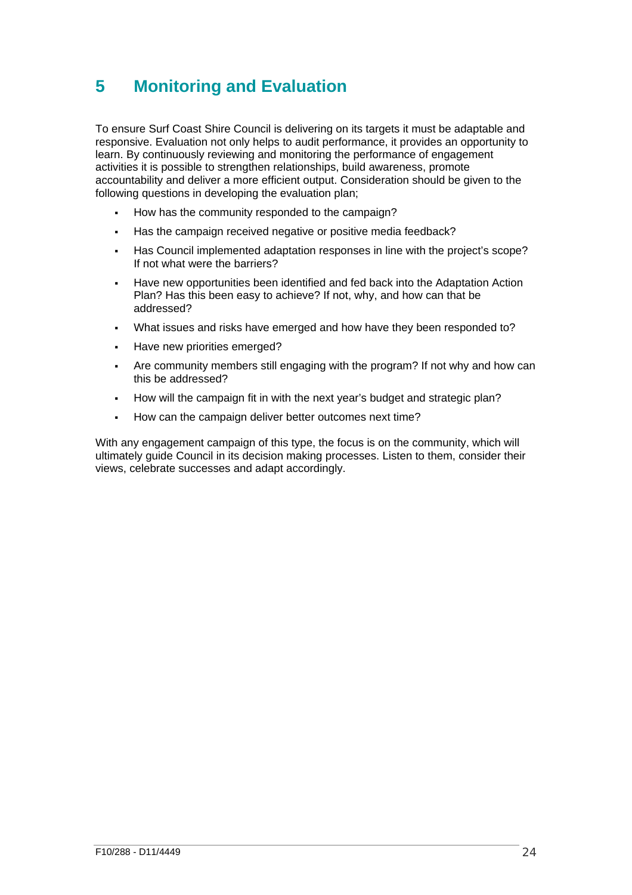# 5 Monitoring and Evaluation

To ensure Surf Coast Shire Council is delivering on its targets it must be adaptable and responsive. Evaluation not only helps to audit performance, it provides an opportunity to learn. By continuously reviewing and monitoring the performance of engagement activities it is possible to strengthen relationships, build awareness, promote accountability and deliver a more efficient output. Consideration should be given to the following questions in developing the evaluation plan;

- How has the community responded to the campaign?
- Has the campaign received negative or positive media feedback?
- Has Council implemented adaptation responses in line with the project's scope? If not what were the barriers?
- Have new opportunities been identified and fed back into the Adaptation Action Plan? Has this been easy to achieve? If not, why, and how can that be addressed?
- What issues and risks have emerged and how have they been responded to?
- Have new priorities emerged?
- Are community members still engaging with the program? If not why and how can this be addressed?
- How will the campaign fit in with the next year's budget and strategic plan?
- How can the campaign deliver better outcomes next time?

With any engagement campaign of this type, the focus is on the community, which will ultimately guide Council in its decision making processes. Listen to them, consider their views, celebrate successes and adapt accordingly.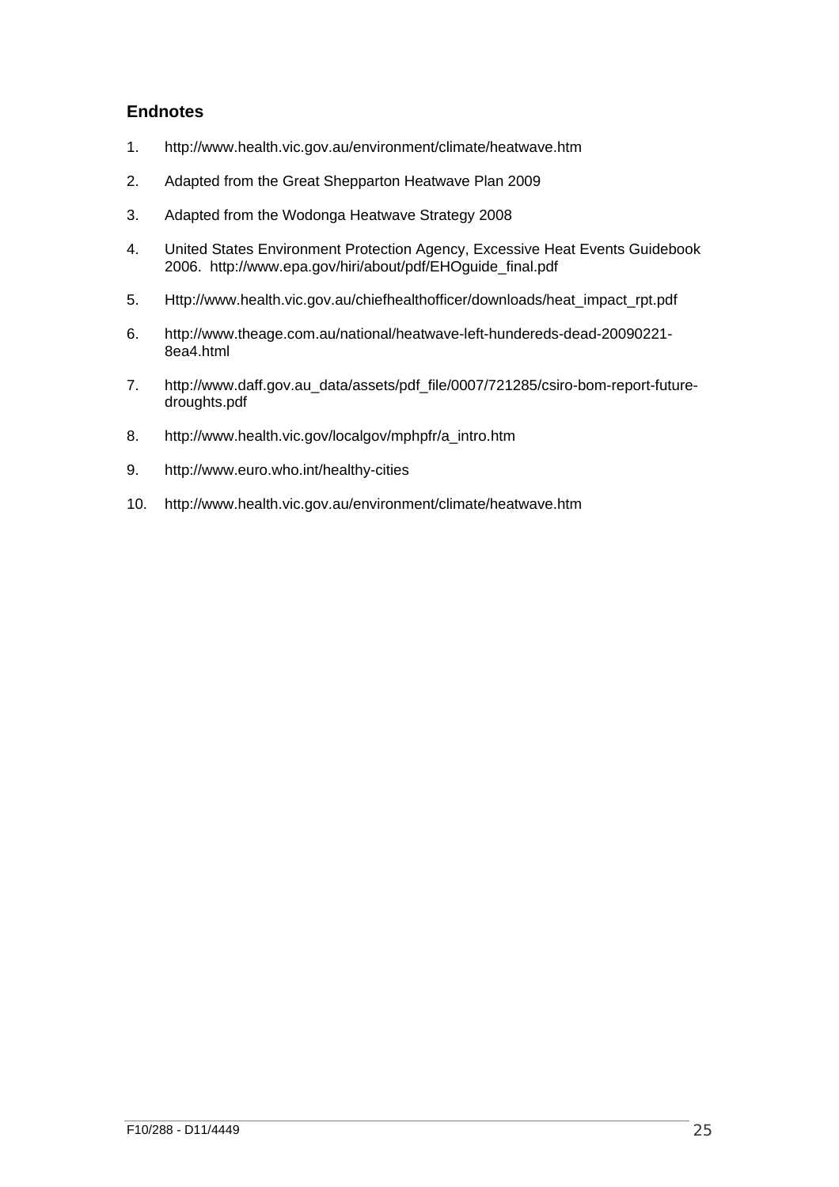## Endnotes

1. http://www.health.vic.gov.au/environment/climate/heatwave.htm
2. Adapted from the Great Shepparton Heatwave Plan 2009
3. Adapted from the Wodonga Heatwave Strategy 2008
4. United States Environment Protection Agency, Excessive Heat Events Guidebook 2006. http://www.epa.gov/hiri/about/pdf/EHOguide_final.pdf
5. Http://www.health.vic.gov.au/chiefhealthofficer/downloads/heat_impact_rpt.pdf
6. http://www.theage.com.au/national/heatwave-left-hundereds-dead-20090221-8ea4.html
7. http://www.daff.gov.au_data/assets/pdf_file/0007/721285/csiro-bom-report-future-droughts.pdf
8. http://www.health.vic.gov/localgov/mphpfr/a_intro.htm
9. http://www.euro.who.int/healthy-cities
10. http://www.health.vic.gov.au/environment/climate/heatwave.htm

F10/288 - D11/4449